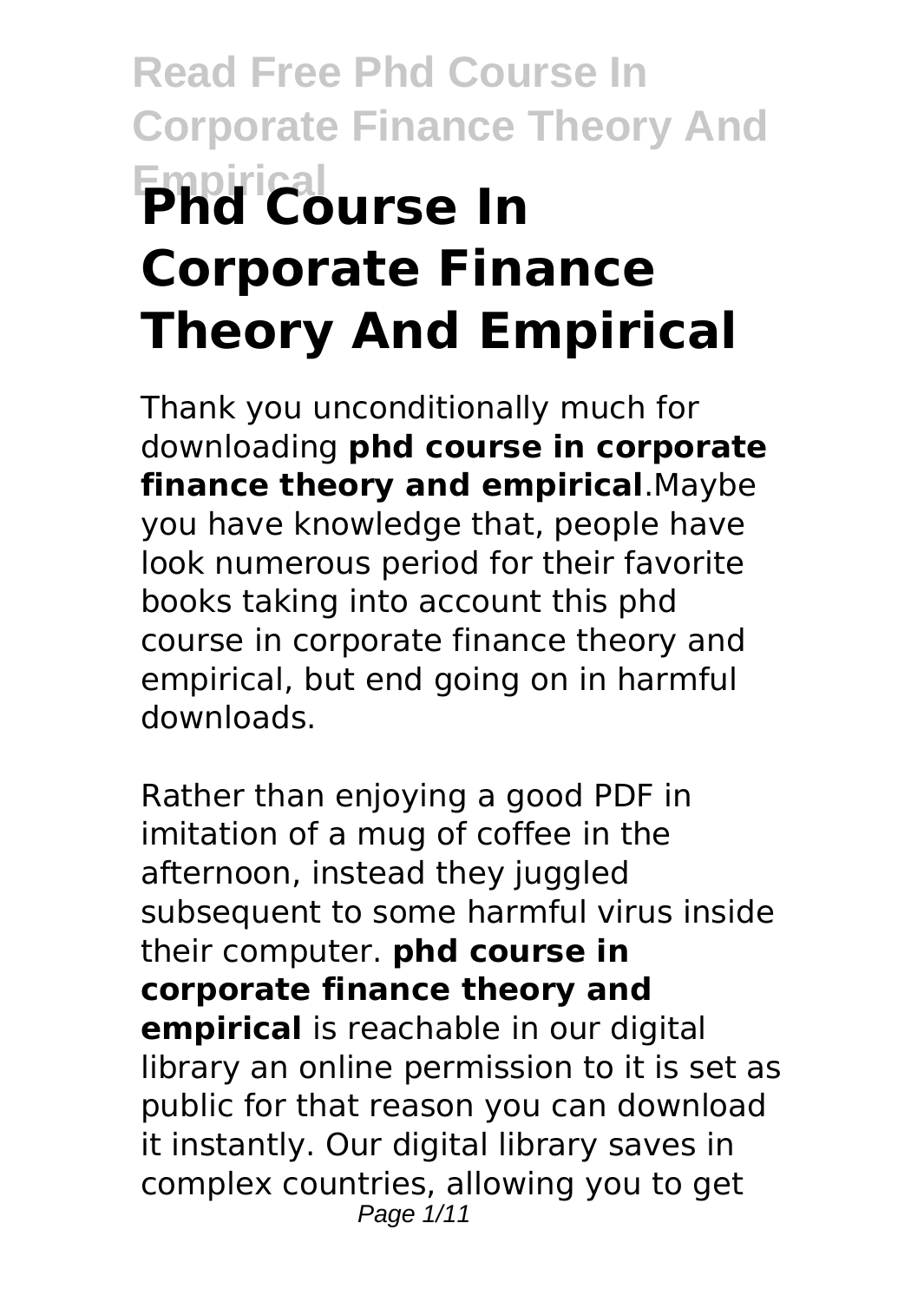# Phd Course In Corporate Finance Theory And Empirical

Thank you unconditionally much for downloading **phd course in corporate finance theory and empirical**.Maybe you have knowledge that, people have look numerous period for their favorite books taking into account this phd course in corporate finance theory and empirical, but end going on in harmful downloads.

Rather than enjoying a good PDF in imitation of a mug of coffee in the afternoon, instead they juggled subsequent to some harmful virus inside their computer. **phd course in corporate finance theory and empirical** is reachable in our digital library an online permission to it is set as public for that reason you can download it instantly. Our digital library saves in complex countries, allowing you to get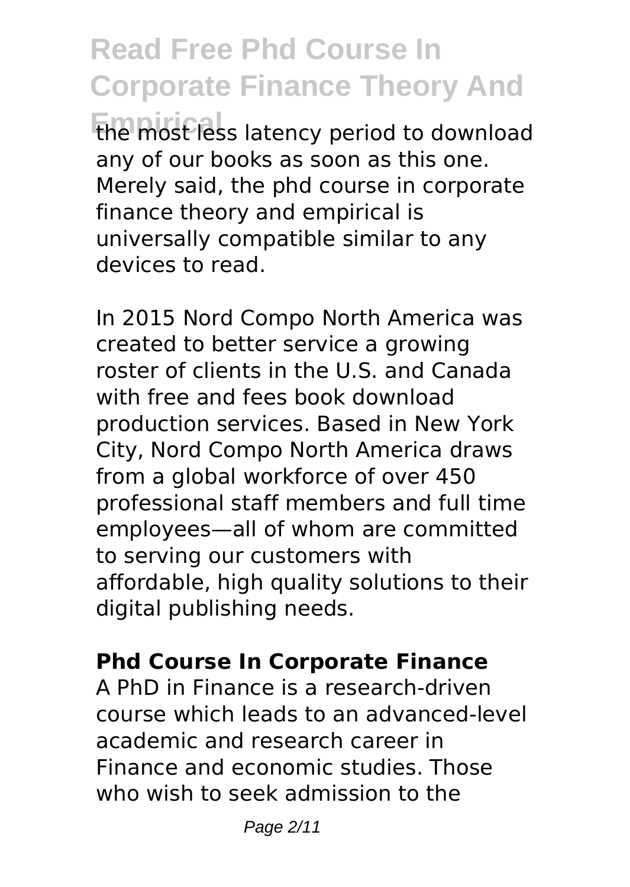the most less latency period to download any of our books as soon as this one. Merely said, the phd course in corporate finance theory and empirical is universally compatible similar to any devices to read.

In 2015 Nord Compo North America was created to better service a growing roster of clients in the U.S. and Canada with free and fees book download production services. Based in New York City, Nord Compo North America draws from a global workforce of over 450 professional staff members and full time employees—all of whom are committed to serving our customers with affordable, high quality solutions to their digital publishing needs.

**Phd Course In Corporate Finance**

A PhD in Finance is a research-driven course which leads to an advanced-level academic and research career in Finance and economic studies. Those who wish to seek admission to the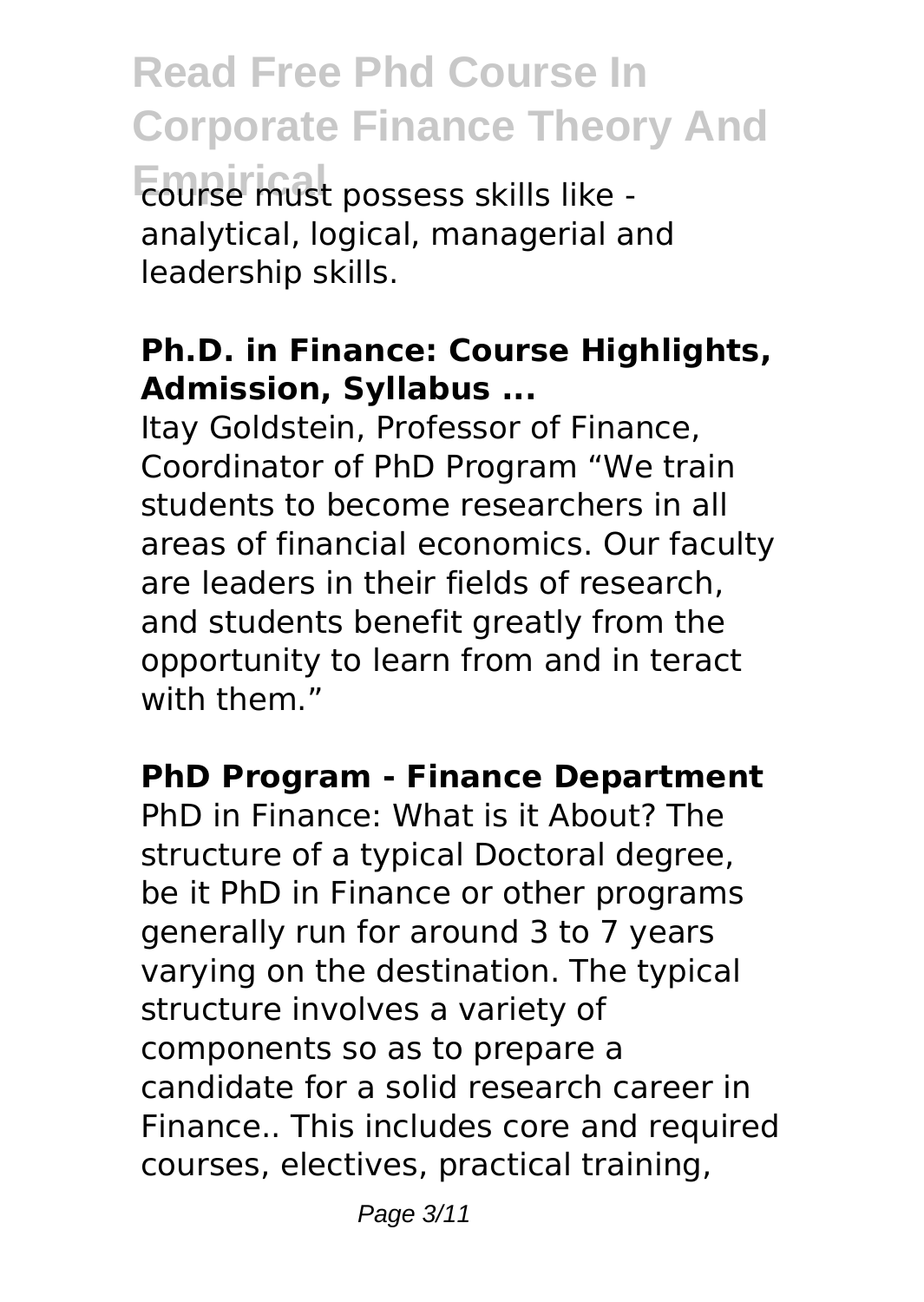course must possess skills like - analytical, logical, managerial and leadership skills.

### Ph.D. in Finance: Course Highlights, Admission, Syllabus ...

Itay Goldstein, Professor of Finance, Coordinator of PhD Program "We train students to become researchers in all areas of financial economics. Our faculty are leaders in their fields of research, and students benefit greatly from the opportunity to learn from and in teract with them."

### PhD Program - Finance Department

PhD in Finance: What is it About? The structure of a typical Doctoral degree, be it PhD in Finance or other programs generally run for around 3 to 7 years varying on the destination. The typical structure involves a variety of components so as to prepare a candidate for a solid research career in Finance.. This includes core and required courses, electives, practical training,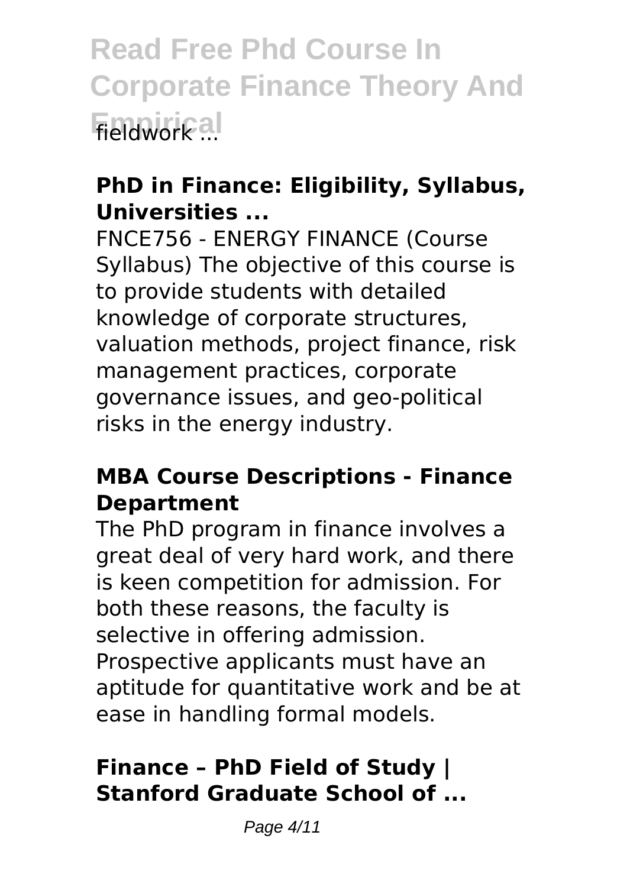fieldwork ...

### PhD in Finance: Eligibility, Syllabus, Universities ...

FNCE756 - ENERGY FINANCE (Course Syllabus) The objective of this course is to provide students with detailed knowledge of corporate structures, valuation methods, project finance, risk management practices, corporate governance issues, and geo-political risks in the energy industry.

### MBA Course Descriptions - Finance Department

The PhD program in finance involves a great deal of very hard work, and there is keen competition for admission. For both these reasons, the faculty is selective in offering admission. Prospective applicants must have an aptitude for quantitative work and be at ease in handling formal models.

### Finance – PhD Field of Study | Stanford Graduate School of ...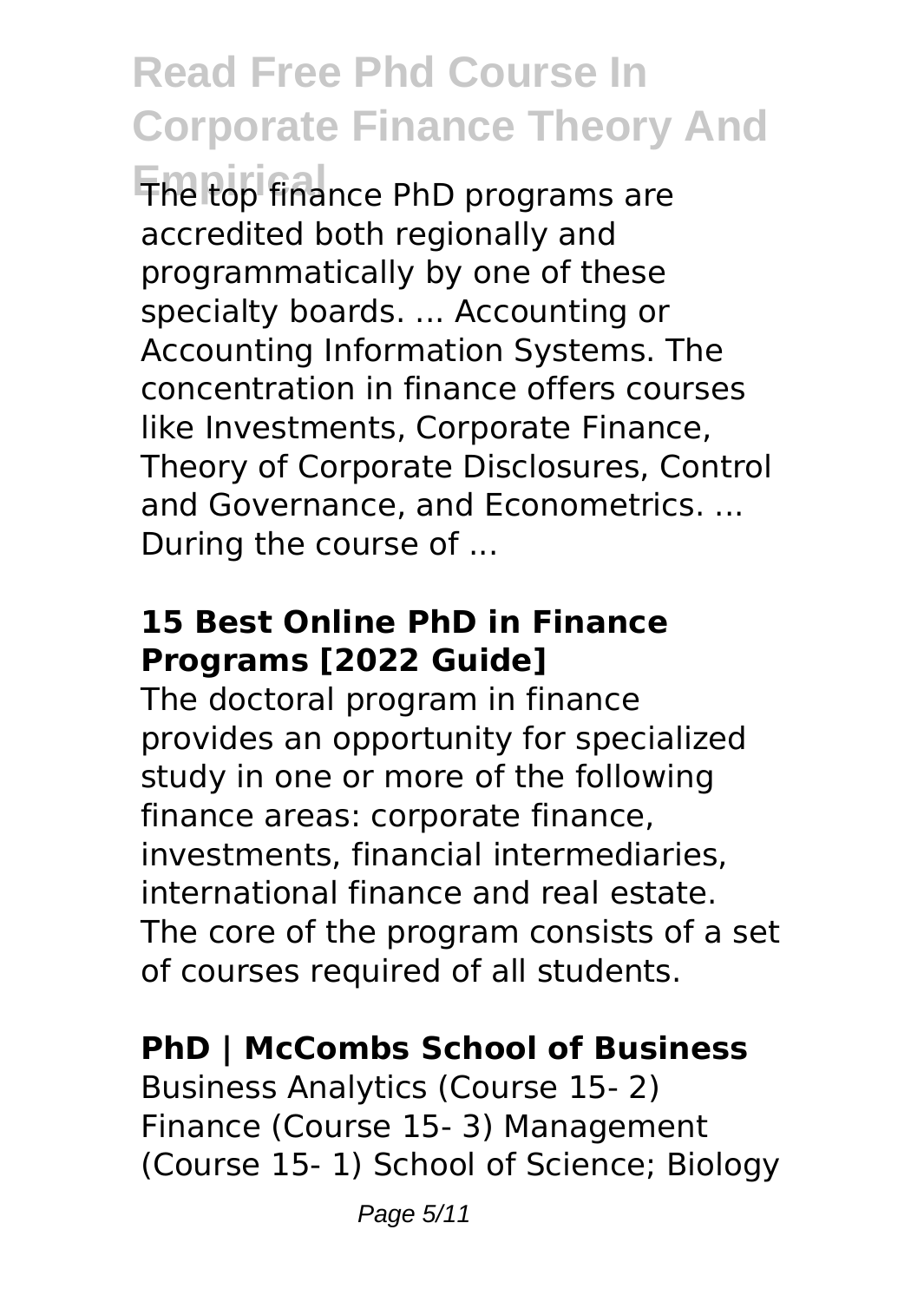The top finance PhD programs are accredited both regionally and programmatically by one of these specialty boards. ... Accounting or Accounting Information Systems. The concentration in finance offers courses like Investments, Corporate Finance, Theory of Corporate Disclosures, Control and Governance, and Econometrics. ... During the course of ...

### 15 Best Online PhD in Finance Programs [2022 Guide]

The doctoral program in finance provides an opportunity for specialized study in one or more of the following finance areas: corporate finance, investments, financial intermediaries, international finance and real estate. The core of the program consists of a set of courses required of all students.

### PhD | McCombs School of Business

Business Analytics (Course 15- 2) Finance (Course 15- 3) Management (Course 15- 1) School of Science; Biology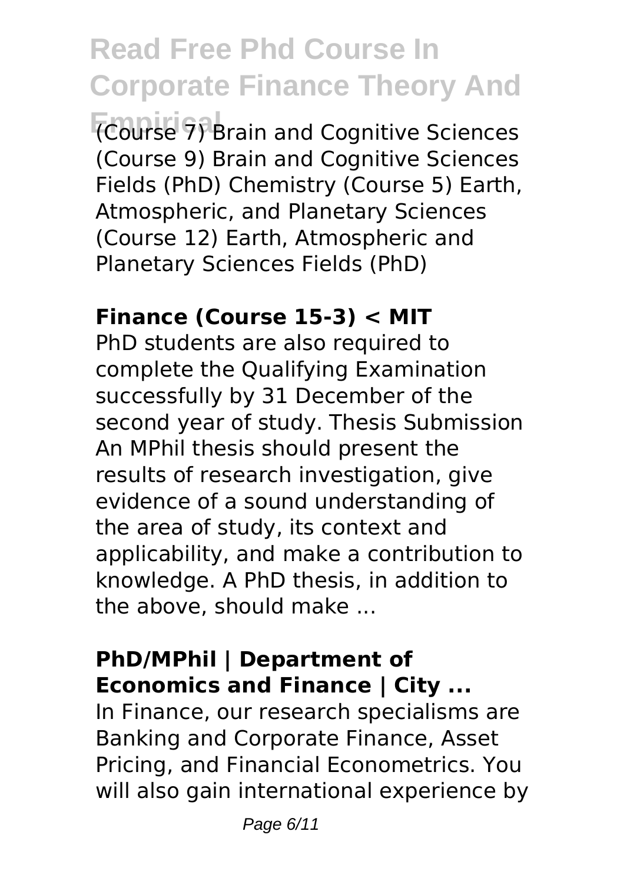(Course 7) Brain and Cognitive Sciences (Course 9) Brain and Cognitive Sciences Fields (PhD) Chemistry (Course 5) Earth, Atmospheric, and Planetary Sciences (Course 12) Earth, Atmospheric and Planetary Sciences Fields (PhD)

### Finance (Course 15-3) < MIT

PhD students are also required to complete the Qualifying Examination successfully by 31 December of the second year of study. Thesis Submission An MPhil thesis should present the results of research investigation, give evidence of a sound understanding of the area of study, its context and applicability, and make a contribution to knowledge. A PhD thesis, in addition to the above, should make ...

### PhD/MPhil | Department of Economics and Finance | City ...

In Finance, our research specialisms are Banking and Corporate Finance, Asset Pricing, and Financial Econometrics. You will also gain international experience by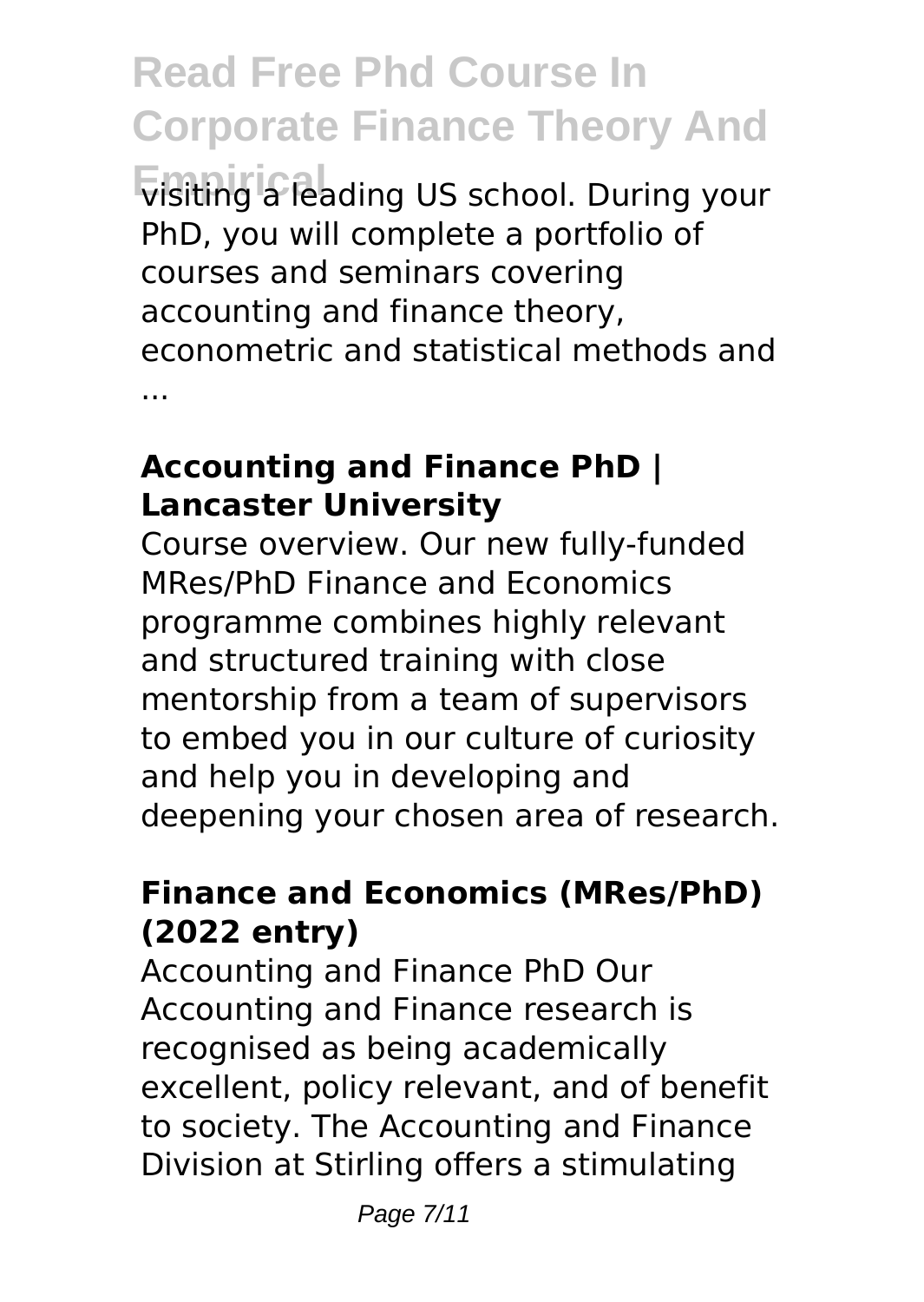visiting a leading US school. During your PhD, you will complete a portfolio of courses and seminars covering accounting and finance theory, econometric and statistical methods and ...

### **Accounting and Finance PhD | Lancaster University**

Course overview. Our new fully-funded MRes/PhD Finance and Economics programme combines highly relevant and structured training with close mentorship from a team of supervisors to embed you in our culture of curiosity and help you in developing and deepening your chosen area of research.

### **Finance and Economics (MRes/PhD) (2022 entry)**

Accounting and Finance PhD Our Accounting and Finance research is recognised as being academically excellent, policy relevant, and of benefit to society. The Accounting and Finance Division at Stirling offers a stimulating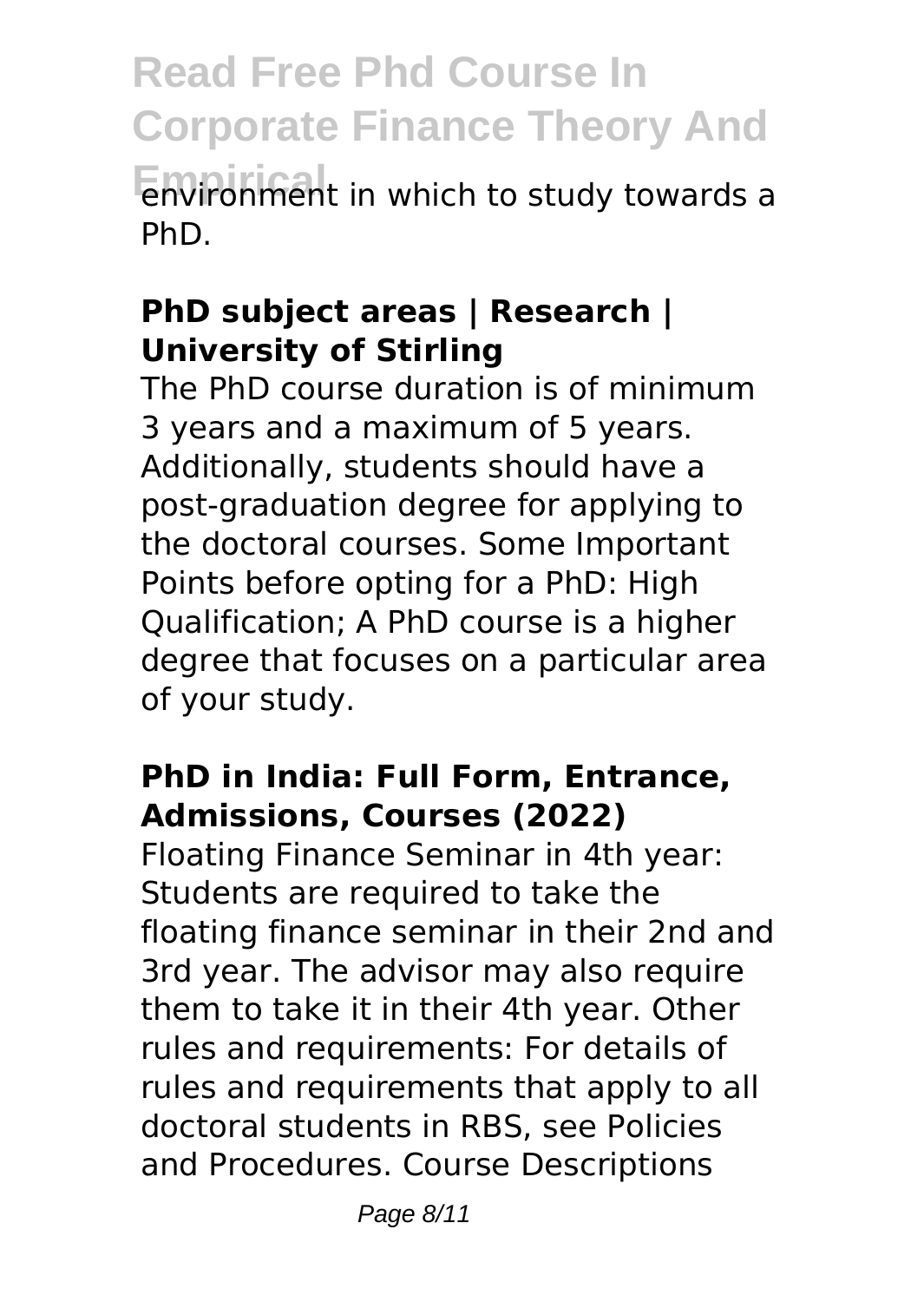environment in which to study towards a PhD.

### PhD subject areas | Research | University of Stirling

The PhD course duration is of minimum 3 years and a maximum of 5 years. Additionally, students should have a post-graduation degree for applying to the doctoral courses. Some Important Points before opting for a PhD: High Qualification; A PhD course is a higher degree that focuses on a particular area of your study.

### PhD in India: Full Form, Entrance, Admissions, Courses (2022)

Floating Finance Seminar in 4th year: Students are required to take the floating finance seminar in their 2nd and 3rd year. The advisor may also require them to take it in their 4th year. Other rules and requirements: For details of rules and requirements that apply to all doctoral students in RBS, see Policies and Procedures. Course Descriptions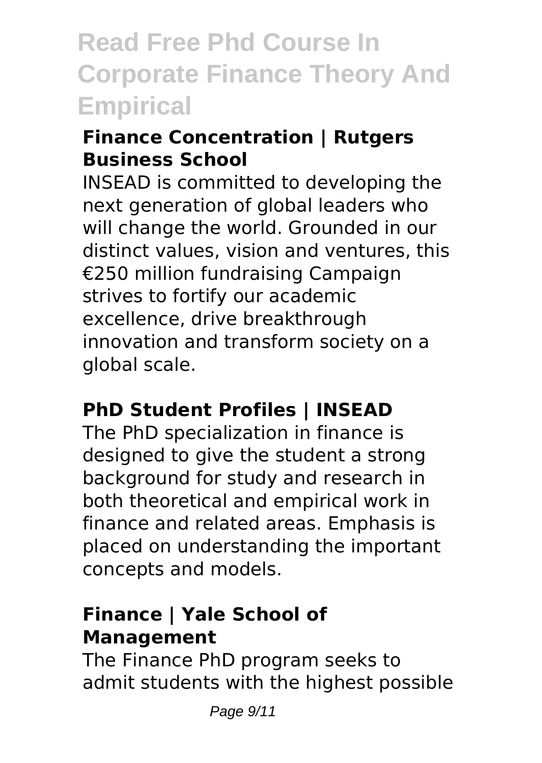### Finance Concentration | Rutgers Business School

INSEAD is committed to developing the next generation of global leaders who will change the world. Grounded in our distinct values, vision and ventures, this €250 million fundraising Campaign strives to fortify our academic excellence, drive breakthrough innovation and transform society on a global scale.

### PhD Student Profiles | INSEAD

The PhD specialization in finance is designed to give the student a strong background for study and research in both theoretical and empirical work in finance and related areas. Emphasis is placed on understanding the important concepts and models.

### Finance | Yale School of Management

The Finance PhD program seeks to admit students with the highest possible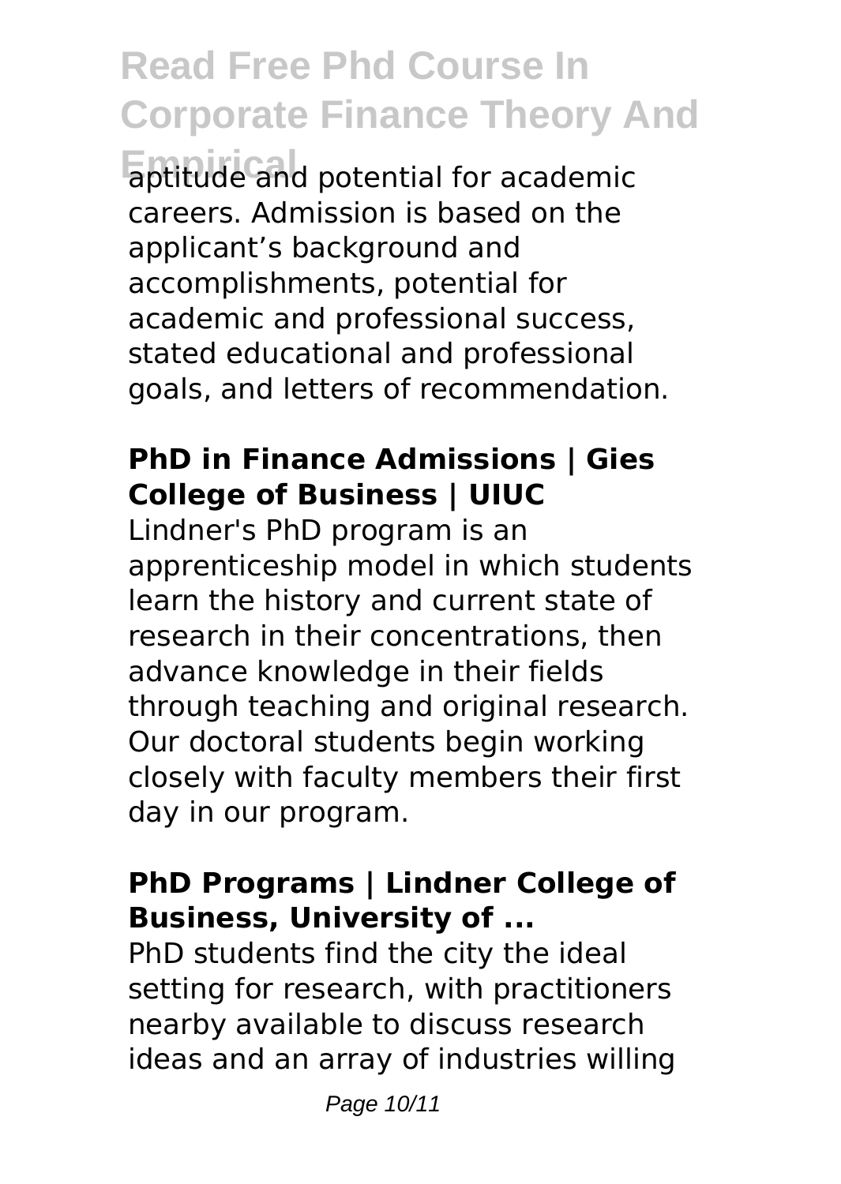aptitude and potential for academic careers. Admission is based on the applicant's background and accomplishments, potential for academic and professional success, stated educational and professional goals, and letters of recommendation.

## PhD in Finance Admissions | Gies College of Business | UIUC

Lindner's PhD program is an apprenticeship model in which students learn the history and current state of research in their concentrations, then advance knowledge in their fields through teaching and original research. Our doctoral students begin working closely with faculty members their first day in our program.

## PhD Programs | Lindner College of Business, University of ...

PhD students find the city the ideal setting for research, with practitioners nearby available to discuss research ideas and an array of industries willing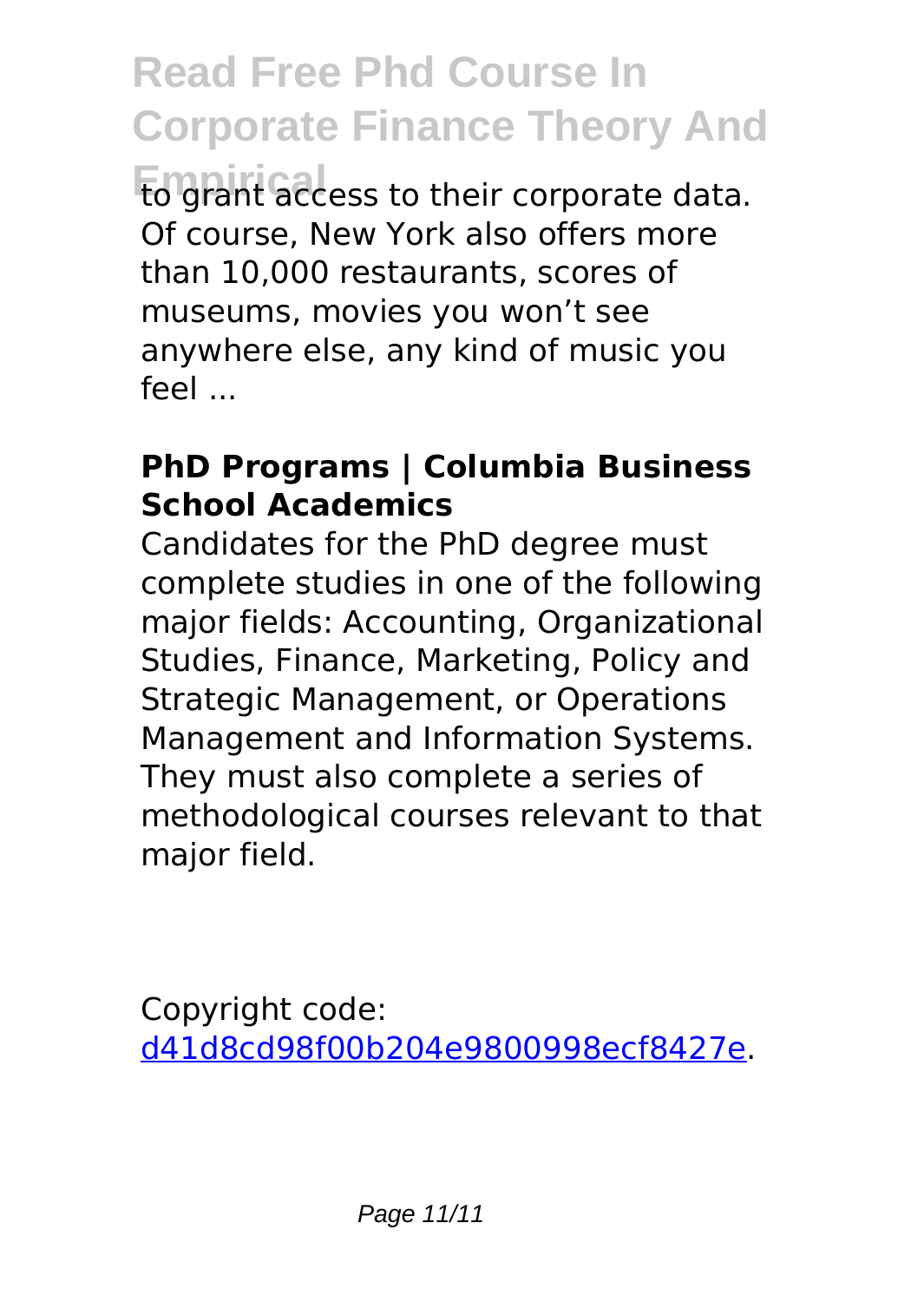to grant access to their corporate data. Of course, New York also offers more than 10,000 restaurants, scores of museums, movies you won't see anywhere else, any kind of music you feel ...

**PhD Programs | Columbia Business School Academics**

Candidates for the PhD degree must complete studies in one of the following major fields: Accounting, Organizational Studies, Finance, Marketing, Policy and Strategic Management, or Operations Management and Information Systems. They must also complete a series of methodological courses relevant to that major field.

Copyright code: d41d8cd98f00b204e9800998ecf8427e.